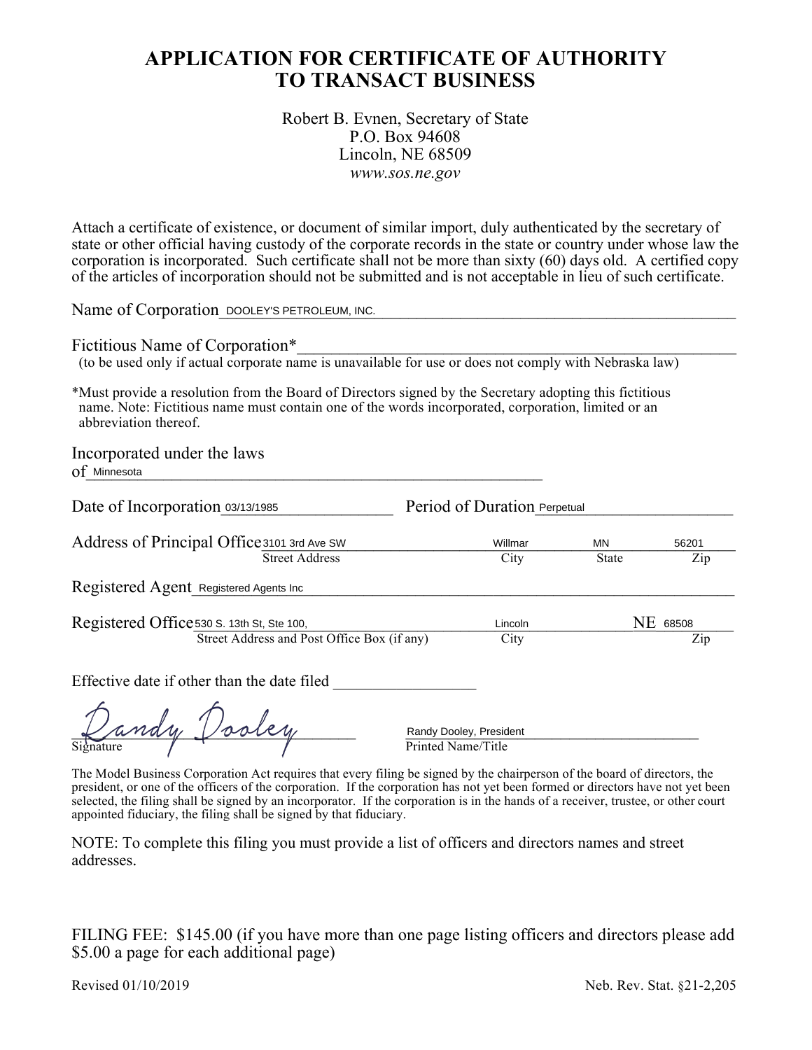# APPLICATION FOR CERTIFICATE OF AUTHORITY TO TRANSACT BUSINESS

Robert B. Evnen, Secretary of State
P.O. Box 94608
Lincoln, NE 68509
*www.sos.ne.gov*

Attach a certificate of existence, or document of similar import, duly authenticated by the secretary of state or other official having custody of the corporate records in the state or country under whose law the corporation is incorporated. Such certificate shall not be more than sixty (60) days old. A certified copy of the articles of incorporation should not be submitted and is not acceptable in lieu of such certificate.

Name of Corporation: DOOLEY'S PETROLEUM, INC.

Fictitious Name of Corporation*: ____________________
(to be used only if actual corporate name is unavailable for use or does not comply with Nebraska law)

*Must provide a resolution from the Board of Directors signed by the Secretary adopting this fictitious name. Note: Fictitious name must contain one of the words incorporated, corporation, limited or an abbreviation thereof.

Incorporated under the laws of: Minnesota

Date of Incorporation: 03/13/1985 Period of Duration: Perpetual

Address of Principal Office: 3101 3rd Ave SW (Street Address), Willmar (City), MN (State), 56201 (Zip)

Registered Agent: Registered Agents Inc

Registered Office: 530 S. 13th St, Ste 100, (Street Address and Post Office Box (if any)), Lincoln (City), NE 68508 (Zip)

Effective date if other than the date filed ____________________

Signature: Randy Dooley Printed Name/Title: Randy Dooley, President

The Model Business Corporation Act requires that every filing be signed by the chairperson of the board of directors, the president, or one of the officers of the corporation. If the corporation has not yet been formed or directors have not yet been selected, the filing shall be signed by an incorporator. If the corporation is in the hands of a receiver, trustee, or other court appointed fiduciary, the filing shall be signed by that fiduciary.

NOTE: To complete this filing you must provide a list of officers and directors names and street addresses.

FILING FEE: $145.00 (if you have more than one page listing officers and directors please add $5.00 a page for each additional page)

Revised 01/10/2019 Neb. Rev. Stat. §21-2,205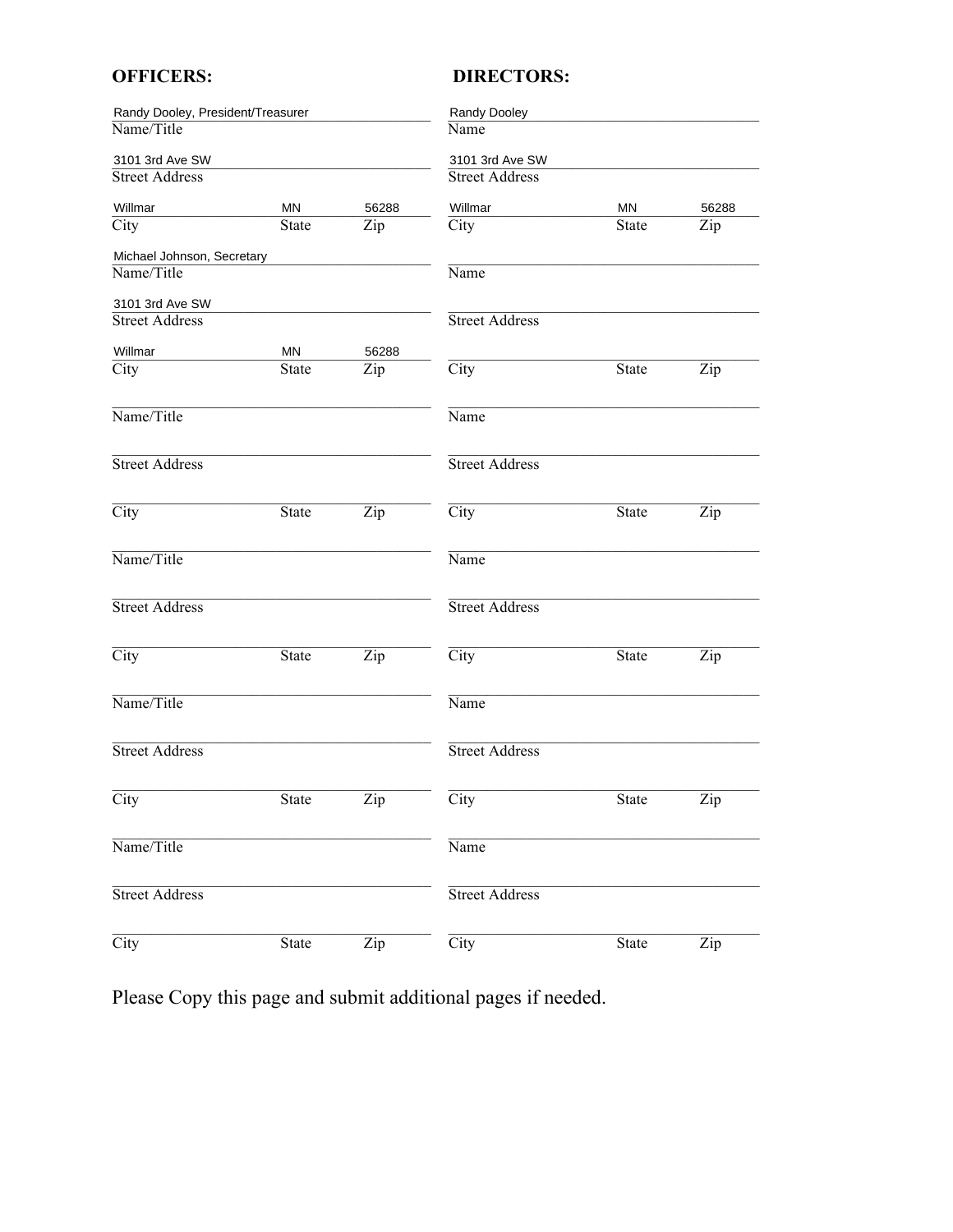**OFFICERS:**

| Name/Title | Street Address | City | State | Zip |
|---|---|---|---|---|
| Randy Dooley, President/Treasurer | 3101 3rd Ave SW | Willmar | MN | 56288 |
| Michael Johnson, Secretary | 3101 3rd Ave SW | Willmar | MN | 56288 |
| | | | | |
| | | | | |
| | | | | |
| | | | | |

**DIRECTORS:**

| Name | Street Address | City | State | Zip |
|---|---|---|---|---|
| Randy Dooley | 3101 3rd Ave SW | Willmar | MN | 56288 |
| | | | | |
| | | | | |
| | | | | |
| | | | | |
| | | | | |

Please Copy this page and submit additional pages if needed.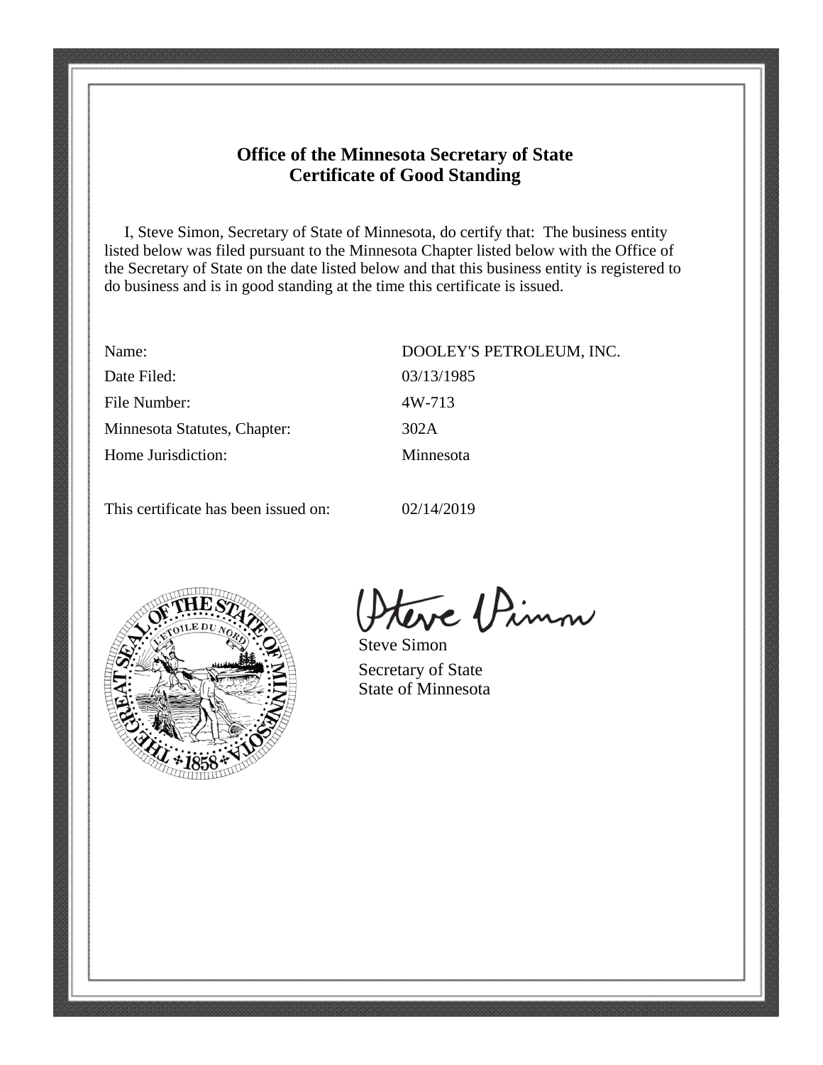## Office of the Minnesota Secretary of State
## Certificate of Good Standing

I, Steve Simon, Secretary of State of Minnesota, do certify that: The business entity listed below was filed pursuant to the Minnesota Chapter listed below with the Office of the Secretary of State on the date listed below and that this business entity is registered to do business and is in good standing at the time this certificate is issued.

| | |
|---|---|
| Name: | DOOLEY'S PETROLEUM, INC. |
| Date Filed: | 03/13/1985 |
| File Number: | 4W-713 |
| Minnesota Statutes, Chapter: | 302A |
| Home Jurisdiction: | Minnesota |

This certificate has been issued on: 02/14/2019

Steve Simon
Secretary of State
State of Minnesota